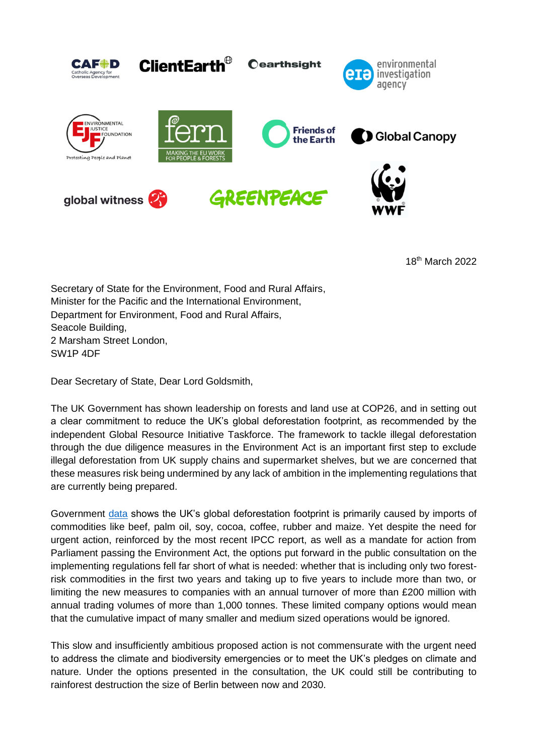CAFOD Catholic Agency for Overseas Development | ClientEarth | earthsight | environmental investigation agency | Environmental Justice Foundation | fern | Friends of the Earth | Global Canopy | global witness | Greenpeace | WWF

18th March 2022

Secretary of State for the Environment, Food and Rural Affairs,
Minister for the Pacific and the International Environment,
Department for Environment, Food and Rural Affairs,
Seacole Building,
2 Marsham Street London,
SW1P 4DF

Dear Secretary of State, Dear Lord Goldsmith,

The UK Government has shown leadership on forests and land use at COP26, and in setting out a clear commitment to reduce the UK's global deforestation footprint, as recommended by the independent Global Resource Initiative Taskforce. The framework to tackle illegal deforestation through the due diligence measures in the Environment Act is an important first step to exclude illegal deforestation from UK supply chains and supermarket shelves, but we are concerned that these measures risk being undermined by any lack of ambition in the implementing regulations that are currently being prepared.

Government data shows the UK's global deforestation footprint is primarily caused by imports of commodities like beef, palm oil, soy, cocoa, coffee, rubber and maize. Yet despite the need for urgent action, reinforced by the most recent IPCC report, as well as a mandate for action from Parliament passing the Environment Act, the options put forward in the public consultation on the implementing regulations fell far short of what is needed: whether that is including only two forest-risk commodities in the first two years and taking up to five years to include more than two, or limiting the new measures to companies with an annual turnover of more than £200 million with annual trading volumes of more than 1,000 tonnes. These limited company options would mean that the cumulative impact of many smaller and medium sized operations would be ignored.

This slow and insufficiently ambitious proposed action is not commensurate with the urgent need to address the climate and biodiversity emergencies or to meet the UK's pledges on climate and nature. Under the options presented in the consultation, the UK could still be contributing to rainforest destruction the size of Berlin between now and 2030.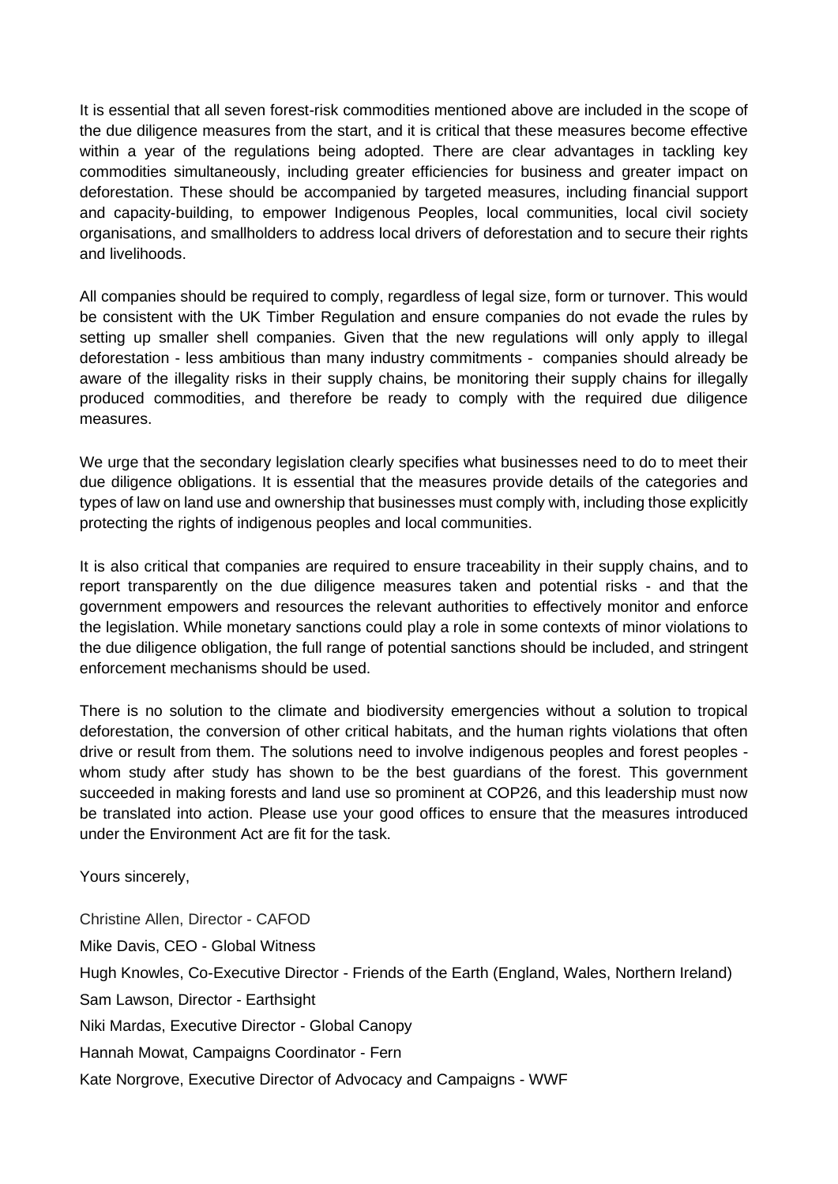It is essential that all seven forest-risk commodities mentioned above are included in the scope of the due diligence measures from the start, and it is critical that these measures become effective within a year of the regulations being adopted. There are clear advantages in tackling key commodities simultaneously, including greater efficiencies for business and greater impact on deforestation. These should be accompanied by targeted measures, including financial support and capacity-building, to empower Indigenous Peoples, local communities, local civil society organisations, and smallholders to address local drivers of deforestation and to secure their rights and livelihoods.

All companies should be required to comply, regardless of legal size, form or turnover. This would be consistent with the UK Timber Regulation and ensure companies do not evade the rules by setting up smaller shell companies. Given that the new regulations will only apply to illegal deforestation - less ambitious than many industry commitments - companies should already be aware of the illegality risks in their supply chains, be monitoring their supply chains for illegally produced commodities, and therefore be ready to comply with the required due diligence measures.

We urge that the secondary legislation clearly specifies what businesses need to do to meet their due diligence obligations. It is essential that the measures provide details of the categories and types of law on land use and ownership that businesses must comply with, including those explicitly protecting the rights of indigenous peoples and local communities.

It is also critical that companies are required to ensure traceability in their supply chains, and to report transparently on the due diligence measures taken and potential risks - and that the government empowers and resources the relevant authorities to effectively monitor and enforce the legislation. While monetary sanctions could play a role in some contexts of minor violations to the due diligence obligation, the full range of potential sanctions should be included, and stringent enforcement mechanisms should be used.

There is no solution to the climate and biodiversity emergencies without a solution to tropical deforestation, the conversion of other critical habitats, and the human rights violations that often drive or result from them. The solutions need to involve indigenous peoples and forest peoples - whom study after study has shown to be the best guardians of the forest. This government succeeded in making forests and land use so prominent at COP26, and this leadership must now be translated into action. Please use your good offices to ensure that the measures introduced under the Environment Act are fit for the task.

Yours sincerely,

Christine Allen, Director - CAFOD

Mike Davis, CEO - Global Witness

Hugh Knowles, Co-Executive Director - Friends of the Earth (England, Wales, Northern Ireland)

Sam Lawson, Director - Earthsight

Niki Mardas, Executive Director - Global Canopy

Hannah Mowat, Campaigns Coordinator - Fern

Kate Norgrove, Executive Director of Advocacy and Campaigns - WWF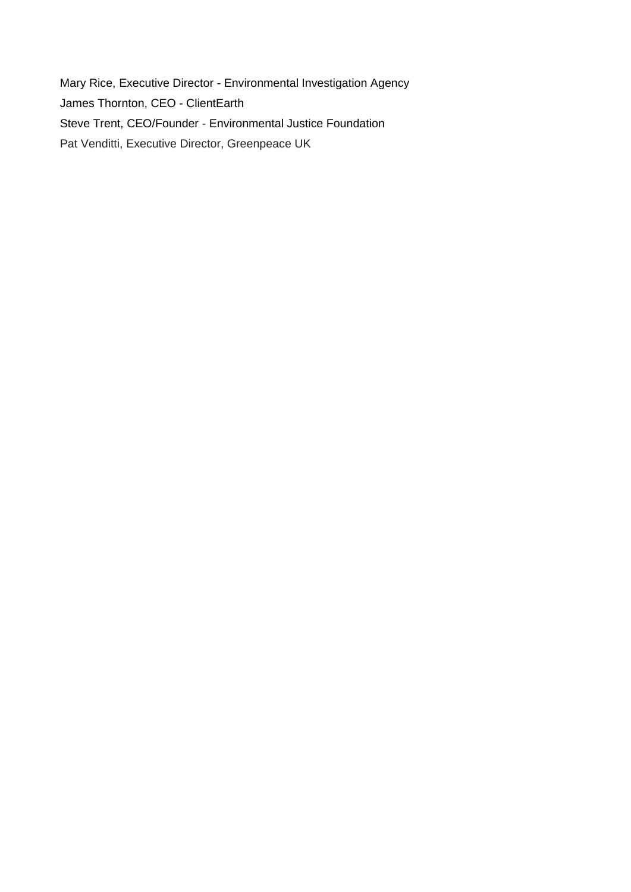Mary Rice, Executive Director - Environmental Investigation Agency

James Thornton, CEO - ClientEarth

Steve Trent, CEO/Founder - Environmental Justice Foundation

Pat Venditti, Executive Director, Greenpeace UK